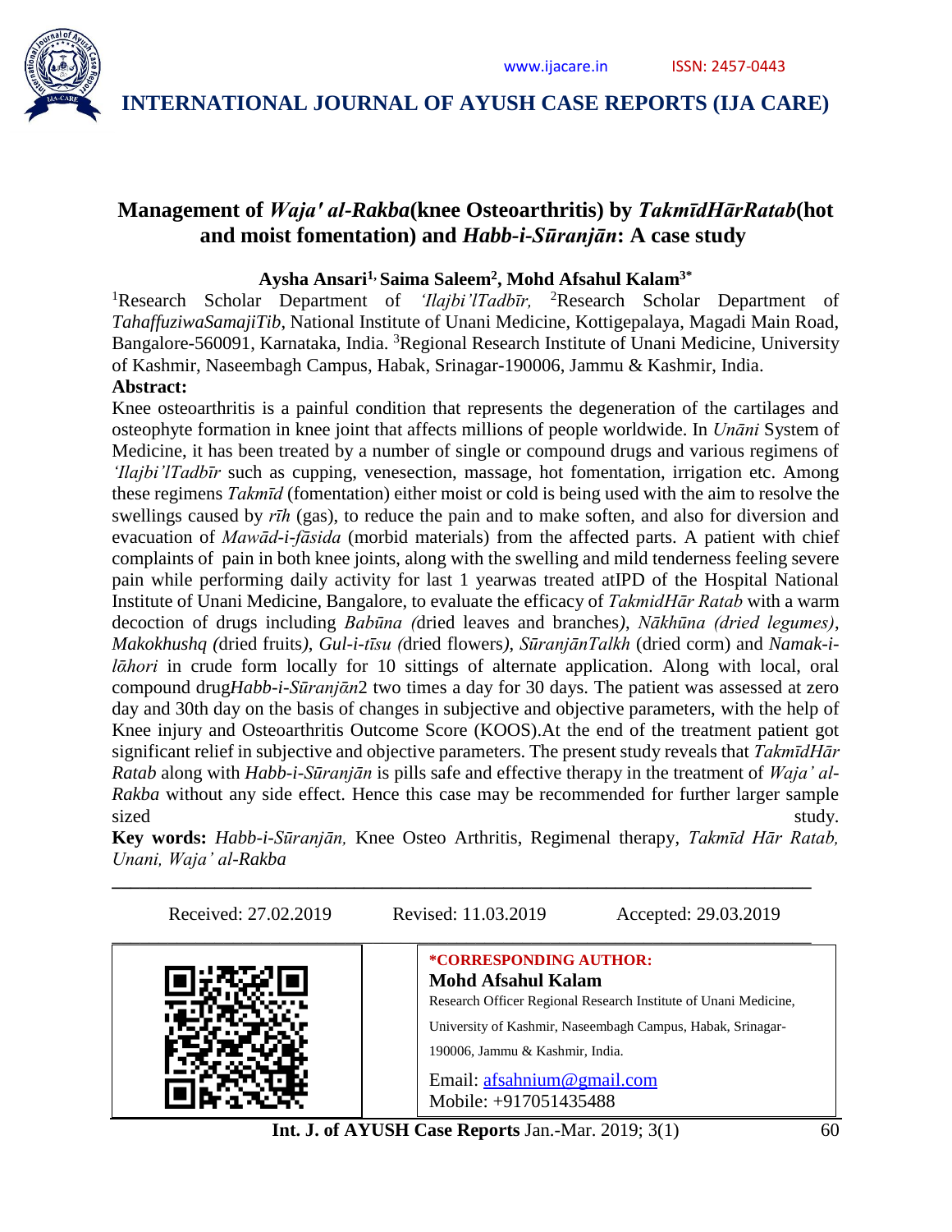# Management of *Waja' al-Rakba*(knee Osteoarthritis) by *TakmīdHārRatab*(hot and moist fomentation) and *Habb-i-Sūranjān*: A case study

**Aysha Ansari[1], Saima Saleem[2], Mohd Afsahul Kalam[3*]**

[1]Research Scholar Department of *'Ilajbi'lTadbīr,* [2]Research Scholar Department of *TahaffuziwaSamajiTib*, National Institute of Unani Medicine, Kottigepalaya, Magadi Main Road, Bangalore-560091, Karnataka, India. [3]Regional Research Institute of Unani Medicine, University of Kashmir, Naseembagh Campus, Habak, Srinagar-190006, Jammu & Kashmir, India.

**Abstract:**

Knee osteoarthritis is a painful condition that represents the degeneration of the cartilages and osteophyte formation in knee joint that affects millions of people worldwide. In *Unāni* System of Medicine, it has been treated by a number of single or compound drugs and various regimens of *'Ilajbi'lTadbīr* such as cupping, venesection, massage, hot fomentation, irrigation etc. Among these regimens *Takmīd* (fomentation) either moist or cold is being used with the aim to resolve the swellings caused by *rīh* (gas), to reduce the pain and to make soften, and also for diversion and evacuation of *Mawād-i-fāsida* (morbid materials) from the affected parts. A patient with chief complaints of pain in both knee joints, along with the swelling and mild tenderness feeling severe pain while performing daily activity for last 1 yearwas treated atIPD of the Hospital National Institute of Unani Medicine, Bangalore, to evaluate the efficacy of *TakmidHār Ratab* with a warm decoction of drugs including *Babūna (*dried leaves and branches*)*, *Nākhūna (dried legumes)*, *Makokhushq (*dried fruits*)*, *Gul-i-tīsu (*dried flowers*)*, *SūranjānTalkh* (dried corm) and *Namak-i-lāhori* in crude form locally for 10 sittings of alternate application. Along with local, oral compound drug*Habb-i-Sūranjān*2 two times a day for 30 days. The patient was assessed at zero day and 30th day on the basis of changes in subjective and objective parameters, with the help of Knee injury and Osteoarthritis Outcome Score (KOOS).At the end of the treatment patient got significant relief in subjective and objective parameters. The present study reveals that *TakmīdHār Ratab* along with *Habb-i-Sūranjān* is pills safe and effective therapy in the treatment of *Waja' al-Rakba* without any side effect. Hence this case may be recommended for further larger sample sized study.

**Key words:** *Habb-i-Sūranjān,* Knee Osteo Arthritis, Regimenal therapy, *Takmīd Hār Ratab, Unani, Waja' al-Rakba*

---

Received: 27.02.2019 Revised: 11.03.2019 Accepted: 29.03.2019

**\*CORRESPONDING AUTHOR:**

**Mohd Afsahul Kalam**

Research Officer Regional Research Institute of Unani Medicine, University of Kashmir, Naseembagh Campus, Habak, Srinagar-190006, Jammu & Kashmir, India.

Email: afsahnium@gmail.com

Mobile: +917051435488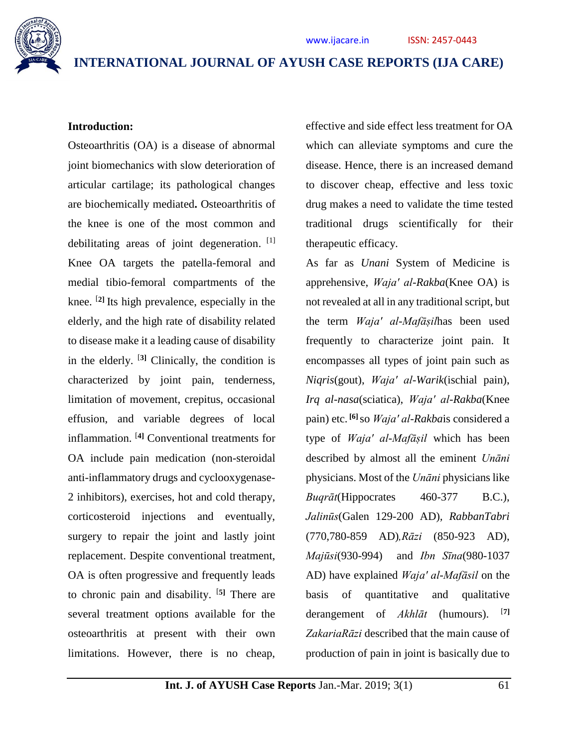## Introduction:

Osteoarthritis (OA) is a disease of abnormal joint biomechanics with slow deterioration of articular cartilage; its pathological changes are biochemically mediated**.** Osteoarthritis of the knee is one of the most common and debilitating areas of joint degeneration. [1] Knee OA targets the patella-femoral and medial tibio-femoral compartments of the knee. [**2]** Its high prevalence, especially in the elderly, and the high rate of disability related to disease make it a leading cause of disability in the elderly. [**3]** Clinically, the condition is characterized by joint pain, tenderness, limitation of movement, crepitus, occasional effusion, and variable degrees of local inflammation. [**4]** Conventional treatments for OA include pain medication (non-steroidal anti-inflammatory drugs and cyclooxygenase-2 inhibitors), exercises, hot and cold therapy, corticosteroid injections and eventually, surgery to repair the joint and lastly joint replacement. Despite conventional treatment, OA is often progressive and frequently leads to chronic pain and disability. [**5]** There are several treatment options available for the osteoarthritis at present with their own limitations. However, there is no cheap, effective and side effect less treatment for OA which can alleviate symptoms and cure the disease. Hence, there is an increased demand to discover cheap, effective and less toxic drug makes a need to validate the time tested traditional drugs scientifically for their therapeutic efficacy.

As far as *Unani* System of Medicine is apprehensive, *Waja' al-Rakba*(Knee OA) is not revealed at all in any traditional script, but the term *Waja' al-Mafāṣil*has been used frequently to characterize joint pain. It encompasses all types of joint pain such as *Niqris*(gout), *Waja' al-Warik*(ischial pain), *Irq al-nasa*(sciatica), *Waja' al-Rakba*(Knee pain) etc. **[6]** so *Waja' al-Rakba*is considered a type of *Waja' al-Mafāṣil* which has been described by almost all the eminent *Unāni* physicians. Most of the *Unāni* physicians like *Buqrāt*(Hippocrates 460-377 B.C.), *Jalinūs*(Galen 129-200 AD), *RabbanTabri* (770,780-859 AD)*,Rāzi* (850-923 AD), *Majūsi*(930-994) and *Ibn Sīna*(980-1037 AD) have explained *Waja' al-Mafāsil* on the basis of quantitative and qualitative derangement of *Akhlāt* (humours). [**7]** *ZakariaRāzi* described that the main cause of production of pain in joint is basically due to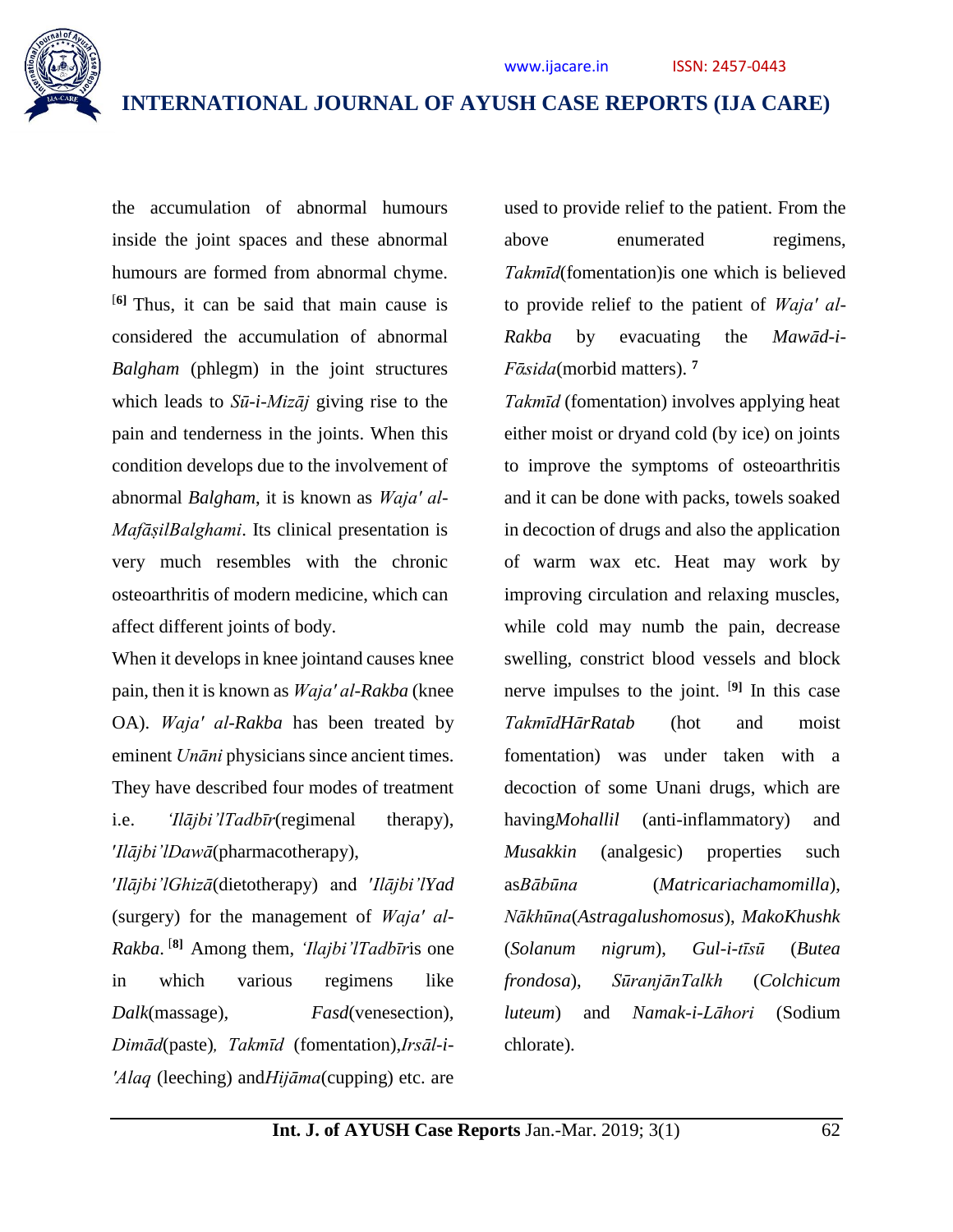the accumulation of abnormal humours inside the joint spaces and these abnormal humours are formed from abnormal chyme. [6] Thus, it can be said that main cause is considered the accumulation of abnormal *Balgham* (phlegm) in the joint structures which leads to *Sū-i-Mizāj* giving rise to the pain and tenderness in the joints. When this condition develops due to the involvement of abnormal *Balgham*, it is known as *Waja' al-MafāṣilBalghami*. Its clinical presentation is very much resembles with the chronic osteoarthritis of modern medicine, which can affect different joints of body.

When it develops in knee jointand causes knee pain, then it is known as *Waja' al-Rakba* (knee OA). *Waja' al-Rakba* has been treated by eminent *Unāni* physicians since ancient times. They have described four modes of treatment i.e. *'Ilājbi'lTadbīr*(regimenal therapy), *'Ilājbi'lDawā*(pharmacotherapy), *'Ilājbi'lGhizā*(dietotherapy) and *'Ilājbi'lYad* (surgery) for the management of *Waja' al-Rakba*. [8] Among them, *'Ilajbi'lTadbīr*is one in which various regimens like *Dalk*(massage), *Fasd*(venesection), *Dimād*(paste), *Takmīd* (fomentation),*Irsāl-i-'Alaq* (leeching) and*Hijāma*(cupping) etc. are used to provide relief to the patient. From the above enumerated regimens, *Takmīd*(fomentation)is one which is believed to provide relief to the patient of *Waja' al-Rakba* by evacuating the *Mawād-i-Fāsida*(morbid matters). [7]

*Takmīd* (fomentation) involves applying heat either moist or dryand cold (by ice) on joints to improve the symptoms of osteoarthritis and it can be done with packs, towels soaked in decoction of drugs and also the application of warm wax etc. Heat may work by improving circulation and relaxing muscles, while cold may numb the pain, decrease swelling, constrict blood vessels and block nerve impulses to the joint. [9] In this case *TakmīdHārRatab* (hot and moist fomentation) was under taken with a decoction of some Unani drugs, which are having*Mohallil* (anti-inflammatory) and *Musakkin* (analgesic) properties such as*Bābūna* (*Matricariachamomilla*), *Nākhūna*(*Astragalushomosus*), *MakoKhushk* (*Solanum nigrum*), *Gul-i-tīsū* (*Butea frondosa*), *SūranjānTalkh* (*Colchicum luteum*) and *Namak-i-Lāhori* (Sodium chlorate).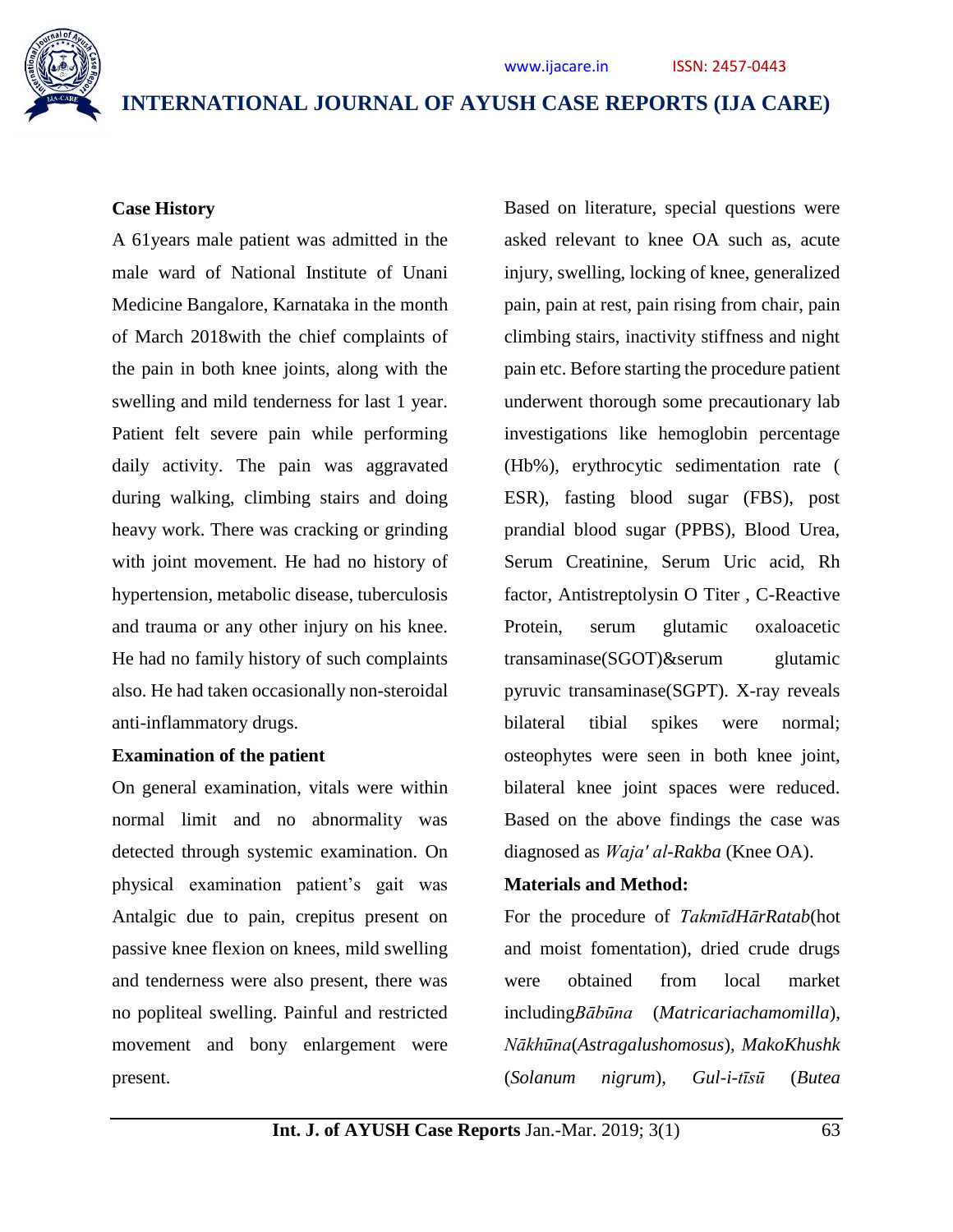**Case History**

A 61years male patient was admitted in the male ward of National Institute of Unani Medicine Bangalore, Karnataka in the month of March 2018with the chief complaints of the pain in both knee joints, along with the swelling and mild tenderness for last 1 year. Patient felt severe pain while performing daily activity. The pain was aggravated during walking, climbing stairs and doing heavy work. There was cracking or grinding with joint movement. He had no history of hypertension, metabolic disease, tuberculosis and trauma or any other injury on his knee. He had no family history of such complaints also. He had taken occasionally non-steroidal anti-inflammatory drugs.

**Examination of the patient**

On general examination, vitals were within normal limit and no abnormality was detected through systemic examination. On physical examination patient's gait was Antalgic due to pain, crepitus present on passive knee flexion on knees, mild swelling and tenderness were also present, there was no popliteal swelling. Painful and restricted movement and bony enlargement were present.

Based on literature, special questions were asked relevant to knee OA such as, acute injury, swelling, locking of knee, generalized pain, pain at rest, pain rising from chair, pain climbing stairs, inactivity stiffness and night pain etc. Before starting the procedure patient underwent thorough some precautionary lab investigations like hemoglobin percentage (Hb%), erythrocytic sedimentation rate ( ESR), fasting blood sugar (FBS), post prandial blood sugar (PPBS), Blood Urea, Serum Creatinine, Serum Uric acid, Rh factor, Antistreptolysin O Titer , C-Reactive Protein, serum glutamic oxaloacetic transaminase(SGOT)&serum glutamic pyruvic transaminase(SGPT). X-ray reveals bilateral tibial spikes were normal; osteophytes were seen in both knee joint, bilateral knee joint spaces were reduced. Based on the above findings the case was diagnosed as *Waja' al-Rakba* (Knee OA).

**Materials and Method:**

For the procedure of *TakmīdHārRatab*(hot and moist fomentation), dried crude drugs were obtained from local market including*Bābūna* (*Matricariachamomilla*), *Nākhūna*(*Astragalushomosus*), *MakoKhushk* (*Solanum nigrum*), *Gul-i-tīsū* (*Butea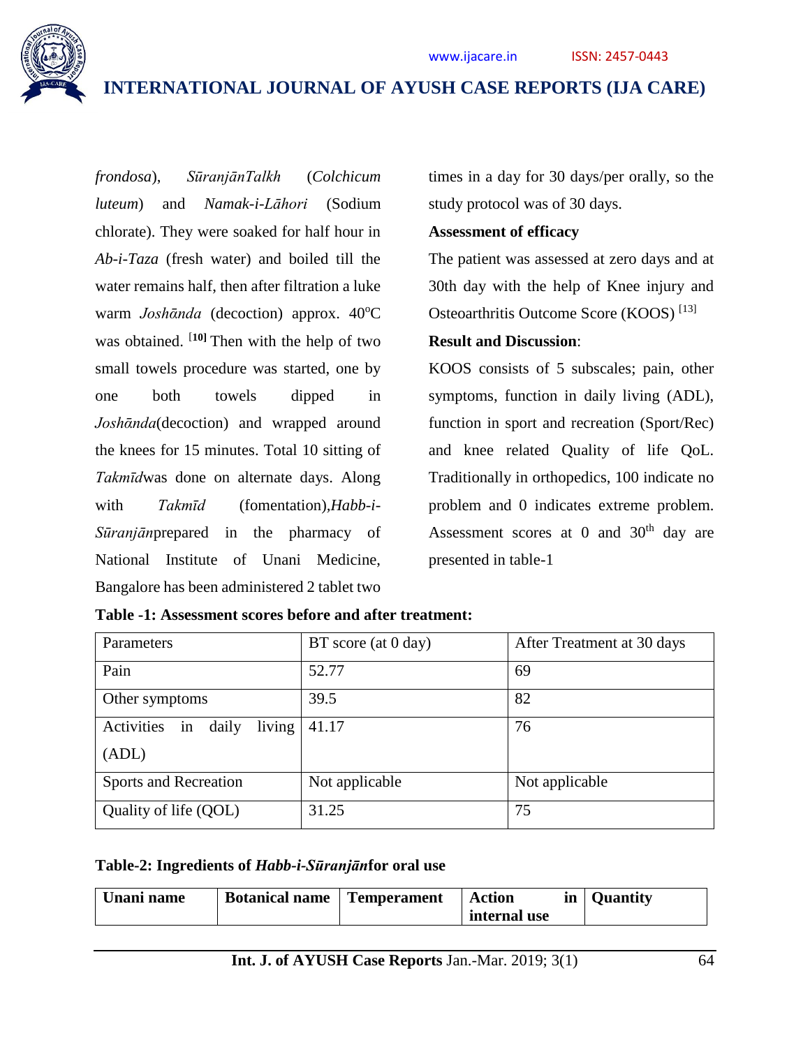*frondosa*), *SūranjānTalkh* (*Colchicum luteum*) and *Namak-i-Lāhori* (Sodium chlorate). They were soaked for half hour in *Ab-i-Taza* (fresh water) and boiled till the water remains half, then after filtration a luke warm *Joshānda* (decoction) approx. 40°C was obtained. [10] Then with the help of two small towels procedure was started, one by one both towels dipped in *Joshānda*(decoction) and wrapped around the knees for 15 minutes. Total 10 sitting of *Takmīd*was done on alternate days. Along with *Takmīd* (fomentation),*Habb-i-Sūranjān*prepared in the pharmacy of National Institute of Unani Medicine, Bangalore has been administered 2 tablet two times in a day for 30 days/per orally, so the study protocol was of 30 days.

**Assessment of efficacy**

The patient was assessed at zero days and at 30th day with the help of Knee injury and Osteoarthritis Outcome Score (KOOS) [13]

**Result and Discussion**:

KOOS consists of 5 subscales; pain, other symptoms, function in daily living (ADL), function in sport and recreation (Sport/Rec) and knee related Quality of life QoL. Traditionally in orthopedics, 100 indicate no problem and 0 indicates extreme problem. Assessment scores at 0 and 30th day are presented in table-1

**Table -1: Assessment scores before and after treatment:**

| Parameters | BT score (at 0 day) | After Treatment at 30 days |
|---|---|---|
| Pain | 52.77 | 69 |
| Other symptoms | 39.5 | 82 |
| Activities in daily living (ADL) | 41.17 | 76 |
| Sports and Recreation | Not applicable | Not applicable |
| Quality of life (QOL) | 31.25 | 75 |

**Table-2: Ingredients of *Habb-i-Sūranjān*for oral use**

| Unani name | Botanical name | Temperament | Action in internal use | Quantity |
|---|---|---|---|---|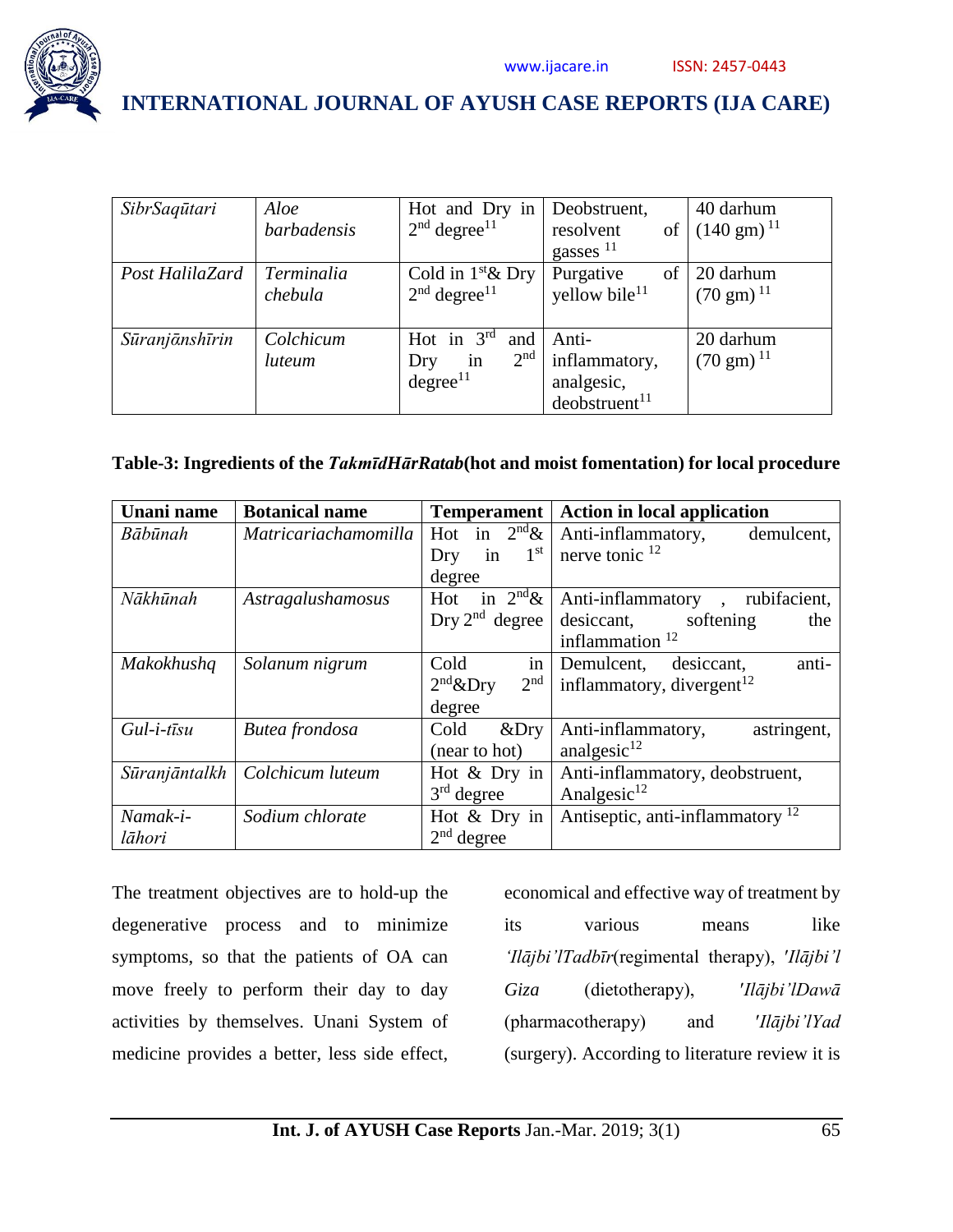| *SibrSaqūtari* | *Aloe barbadensis* | Hot and Dry in 2nd degree[11] | Deobstruent, resolvent of gasses [11] | 40 darhum (140 gm) [11] |
|---|---|---|---|---|
| *Post HalilaZard* | *Terminalia chebula* | Cold in 1st& Dry 2nd degree[11] | Purgative of yellow bile[11] | 20 darhum (70 gm) [11] |
| *Sūranjānshīrin* | *Colchicum luteum* | Hot in 3rd and Dry in 2nd degree[11] | Anti-inflammatory, analgesic, deobstruent[11] | 20 darhum (70 gm) [11] |

**Table-3: Ingredients of the *TakmīdHārRatab*(hot and moist fomentation) for local procedure**

| Unani name | Botanical name | Temperament | Action in local application |
|---|---|---|---|
| *Bābūnah* | *Matricariachamomilla* | Hot in 2nd& Dry in 1st degree | Anti-inflammatory, demulcent, nerve tonic [12] |
| *Nākhūnah* | *Astragalushamosus* | Hot in 2nd& Dry 2nd degree | Anti-inflammatory , rubifacient, desiccant, softening the inflammation [12] |
| *Makokhushq* | *Solanum nigrum* | Cold in 2nd&Dry 2nd degree | Demulcent, desiccant, anti-inflammatory, divergent[12] |
| *Gul-i-tīsu* | *Butea frondosa* | Cold &Dry (near to hot) | Anti-inflammatory, astringent, analgesic[12] |
| *Sūranjāntalkh* | *Colchicum luteum* | Hot & Dry in 3rd degree | Anti-inflammatory, deobstruent, Analgesic[12] |
| *Namak-i-lāhori* | *Sodium chlorate* | Hot & Dry in 2nd degree | Antiseptic, anti-inflammatory [12] |

The treatment objectives are to hold-up the degenerative process and to minimize symptoms, so that the patients of OA can move freely to perform their day to day activities by themselves. Unani System of medicine provides a better, less side effect, economical and effective way of treatment by its various means like *'Ilājbi'lTadbīr*(regimental therapy), *'Ilājbi'l Giza* (dietotherapy), *'Ilājbi'lDawā* (pharmacotherapy) and *'Ilājbi'lYad* (surgery). According to literature review it is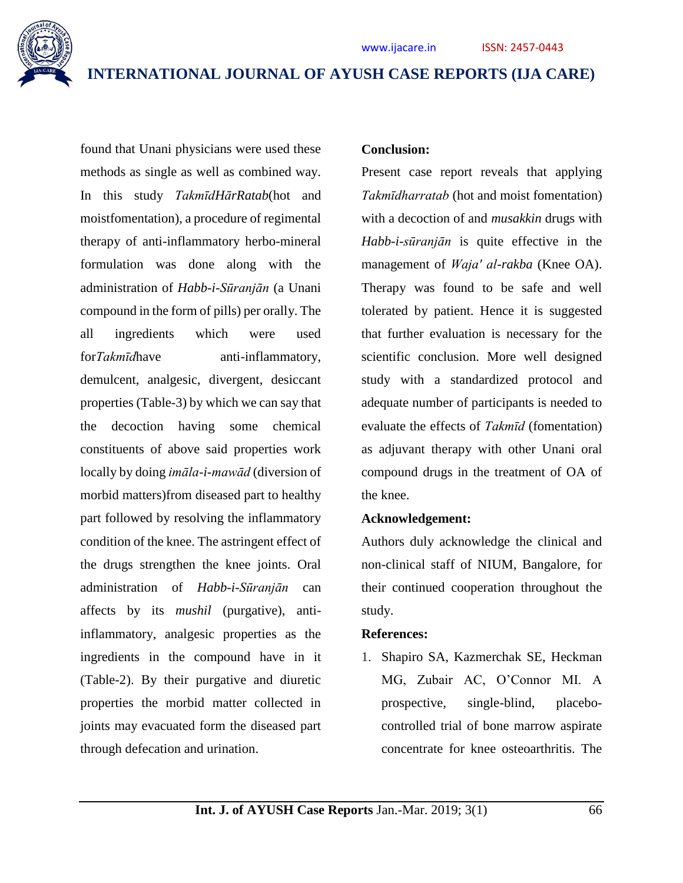found that Unani physicians were used these methods as single as well as combined way. In this study *TakmīdHārRatab*(hot and moistfomentation), a procedure of regimental therapy of anti-inflammatory herbo-mineral formulation was done along with the administration of *Habb-i-Sūranjān* (a Unani compound in the form of pills) per orally. The all ingredients which were used for*Takmīd*have anti-inflammatory, demulcent, analgesic, divergent, desiccant properties (Table-3) by which we can say that the decoction having some chemical constituents of above said properties work locally by doing *imāla-i-mawād* (diversion of morbid matters)from diseased part to healthy part followed by resolving the inflammatory condition of the knee. The astringent effect of the drugs strengthen the knee joints. Oral administration of *Habb-i-Sūranjān* can affects by its *mushil* (purgative), anti-inflammatory, analgesic properties as the ingredients in the compound have in it (Table-2). By their purgative and diuretic properties the morbid matter collected in joints may evacuated form the diseased part through defecation and urination.

**Conclusion:**

Present case report reveals that applying *Takmīdharratab* (hot and moist fomentation) with a decoction of and *musakkin* drugs with *Habb-i-sūranjān* is quite effective in the management of *Waja' al-rakba* (Knee OA). Therapy was found to be safe and well tolerated by patient. Hence it is suggested that further evaluation is necessary for the scientific conclusion. More well designed study with a standardized protocol and adequate number of participants is needed to evaluate the effects of *Takmīd* (fomentation) as adjuvant therapy with other Unani oral compound drugs in the treatment of OA of the knee.

**Acknowledgement:**

Authors duly acknowledge the clinical and non-clinical staff of NIUM, Bangalore, for their continued cooperation throughout the study.

**References:**

1. Shapiro SA, Kazmerchak SE, Heckman MG, Zubair AC, O'Connor MI. A prospective, single-blind, placebo-controlled trial of bone marrow aspirate concentrate for knee osteoarthritis. The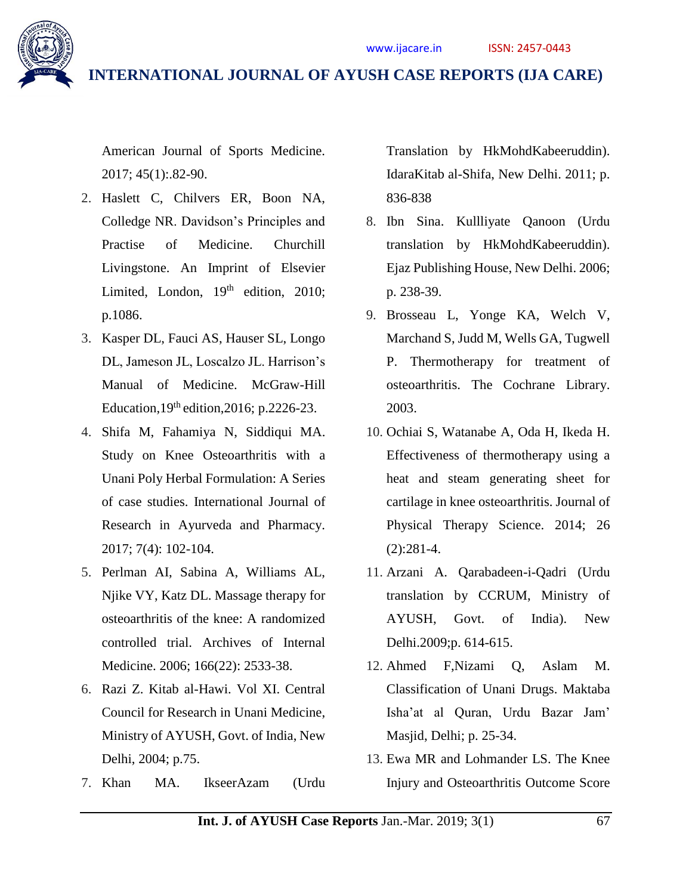American Journal of Sports Medicine. 2017; 45(1):.82-90.

2. Haslett C, Chilvers ER, Boon NA, Colledge NR. Davidson's Principles and Practise of Medicine. Churchill Livingstone. An Imprint of Elsevier Limited, London, 19th edition, 2010; p.1086.
3. Kasper DL, Fauci AS, Hauser SL, Longo DL, Jameson JL, Loscalzo JL. Harrison's Manual of Medicine. McGraw-Hill Education,19th edition,2016; p.2226-23.
4. Shifa M, Fahamiya N, Siddiqui MA. Study on Knee Osteoarthritis with a Unani Poly Herbal Formulation: A Series of case studies. International Journal of Research in Ayurveda and Pharmacy. 2017; 7(4): 102-104.
5. Perlman AI, Sabina A, Williams AL, Njike VY, Katz DL. Massage therapy for osteoarthritis of the knee: A randomized controlled trial. Archives of Internal Medicine. 2006; 166(22): 2533-38.
6. Razi Z. Kitab al-Hawi. Vol XI. Central Council for Research in Unani Medicine, Ministry of AYUSH, Govt. of India, New Delhi, 2004; p.75.
7. Khan MA. IkseerAzam (Urdu Translation by HkMohdKabeeruddin). IdaraKitab al-Shifa, New Delhi. 2011; p. 836-838
8. Ibn Sina. Kullliyate Qanoon (Urdu translation by HkMohdKabeeruddin). Ejaz Publishing House, New Delhi. 2006; p. 238-39.
9. Brosseau L, Yonge KA, Welch V, Marchand S, Judd M, Wells GA, Tugwell P. Thermotherapy for treatment of osteoarthritis. The Cochrane Library. 2003.
10. Ochiai S, Watanabe A, Oda H, Ikeda H. Effectiveness of thermotherapy using a heat and steam generating sheet for cartilage in knee osteoarthritis. Journal of Physical Therapy Science. 2014; 26 (2):281-4.
11. Arzani A. Qarabadeen-i-Qadri (Urdu translation by CCRUM, Ministry of AYUSH, Govt. of India). New Delhi.2009;p. 614-615.
12. Ahmed F,Nizami Q, Aslam M. Classification of Unani Drugs. Maktaba Isha'at al Quran, Urdu Bazar Jam' Masjid, Delhi; p. 25-34.
13. Ewa MR and Lohmander LS. The Knee Injury and Osteoarthritis Outcome Score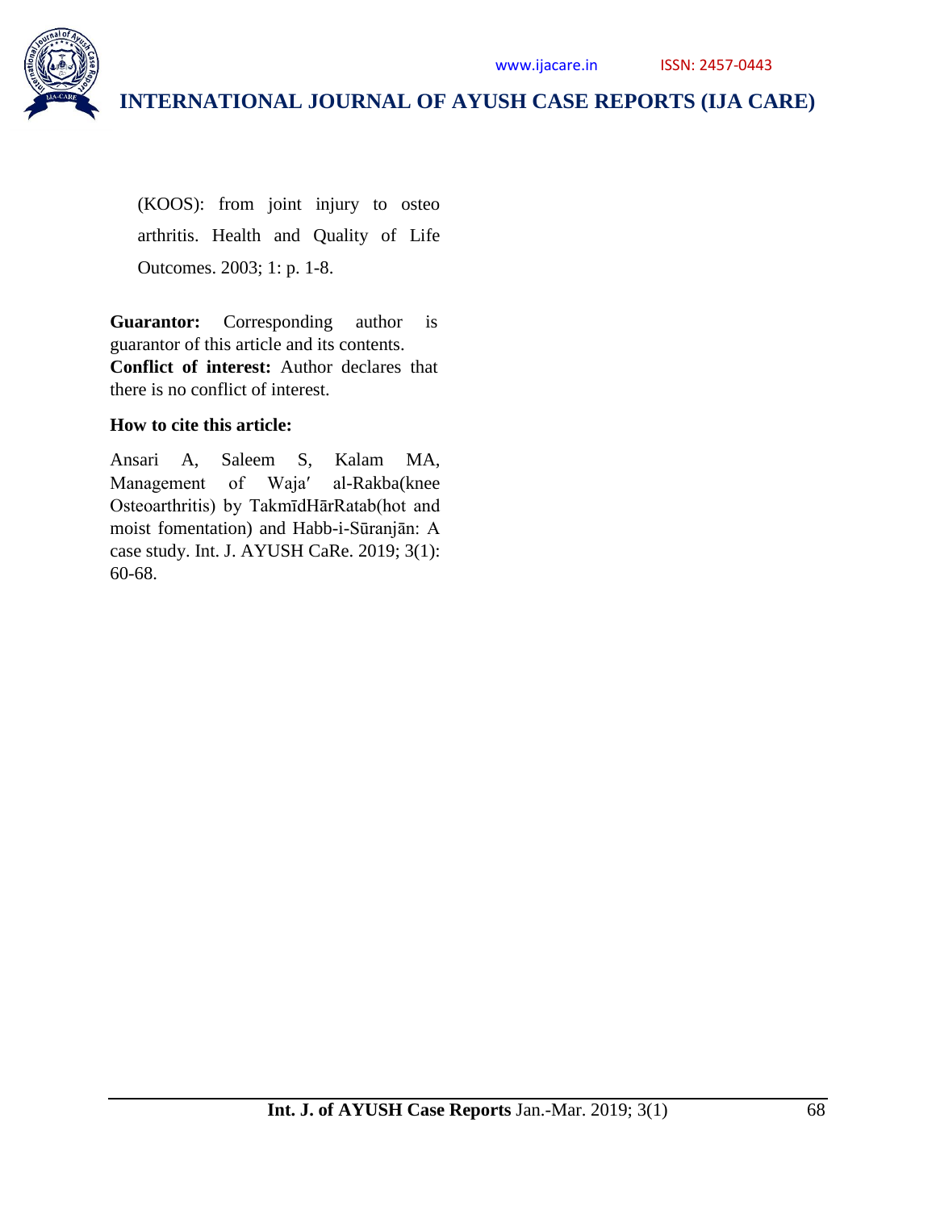(KOOS): from joint injury to osteo arthritis. Health and Quality of Life Outcomes. 2003; 1: p. 1-8.

**Guarantor:** Corresponding author is guarantor of this article and its contents.

**Conflict of interest:** Author declares that there is no conflict of interest.

**How to cite this article:**

Ansari A, Saleem S, Kalam MA, Management of Wajaʹ al-Rakba(knee Osteoarthritis) by TakmīdHārRatab(hot and moist fomentation) and Habb-i-Sūranjān: A case study. Int. J. AYUSH CaRe. 2019; 3(1): 60-68.